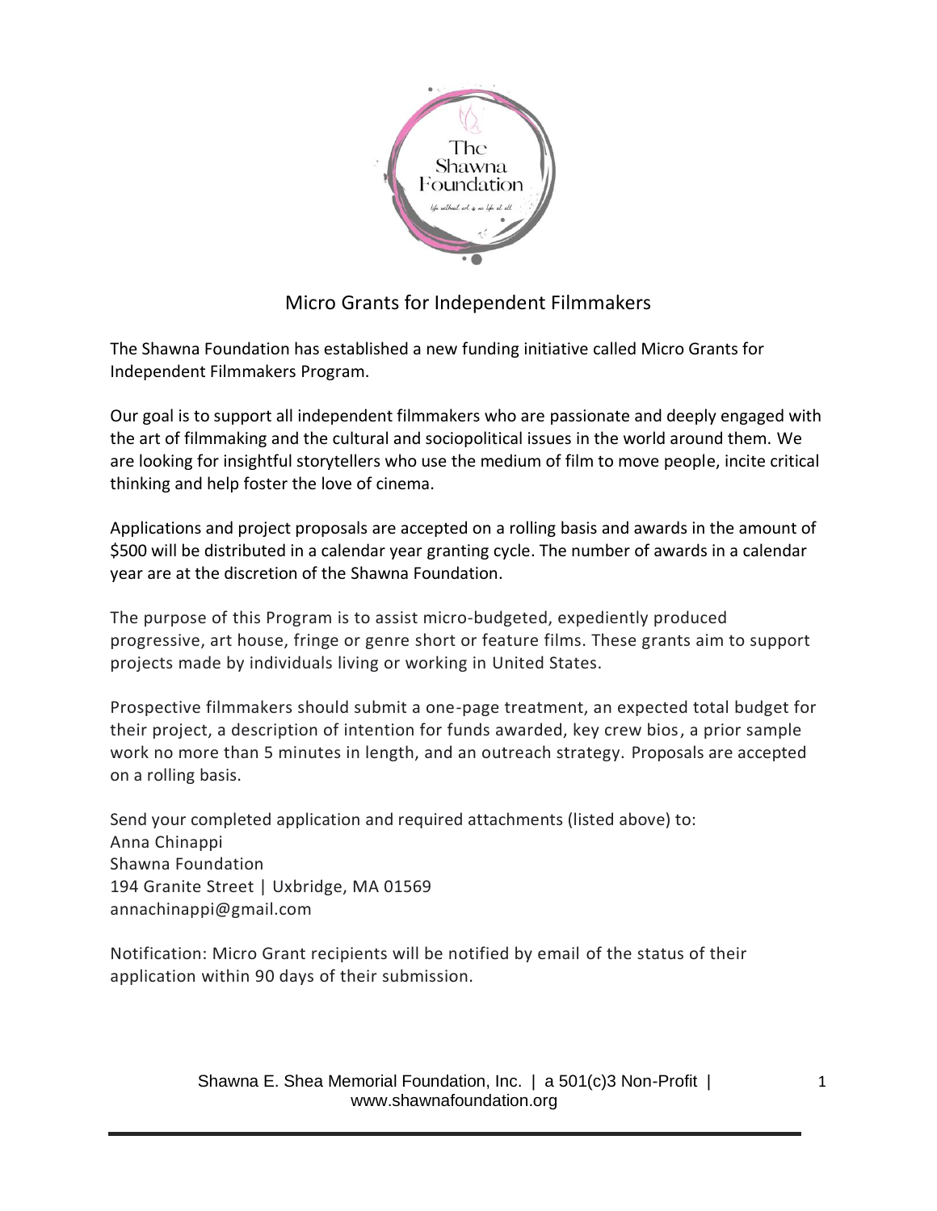# Micro Grants for Independent Filmmakers

The Shawna Foundation has established a new funding initiative called Micro Grants for Independent Filmmakers Program.

Our goal is to support all independent filmmakers who are passionate and deeply engaged with the art of filmmaking and the cultural and sociopolitical issues in the world around them. We are looking for insightful storytellers who use the medium of film to move people, incite critical thinking and help foster the love of cinema.

Applications and project proposals are accepted on a rolling basis and awards in the amount of $500 will be distributed in a calendar year granting cycle. The number of awards in a calendar year are at the discretion of the Shawna Foundation.

The purpose of this Program is to assist micro-budgeted, expediently produced progressive, art house, fringe or genre short or feature films. These grants aim to support projects made by individuals living or working in United States.

Prospective filmmakers should submit a one-page treatment, an expected total budget for their project, a description of intention for funds awarded, key crew bios, a prior sample work no more than 5 minutes in length, and an outreach strategy. Proposals are accepted on a rolling basis.

Send your completed application and required attachments (listed above) to:  
Anna Chinappi  
Shawna Foundation  
194 Granite Street | Uxbridge, MA 01569  
annachinappi@gmail.com

Notification: Micro Grant recipients will be notified by email of the status of their application within 90 days of their submission.

Shawna E. Shea Memorial Foundation, Inc. | a 501(c)3 Non-Profit | www.shawnafoundation.org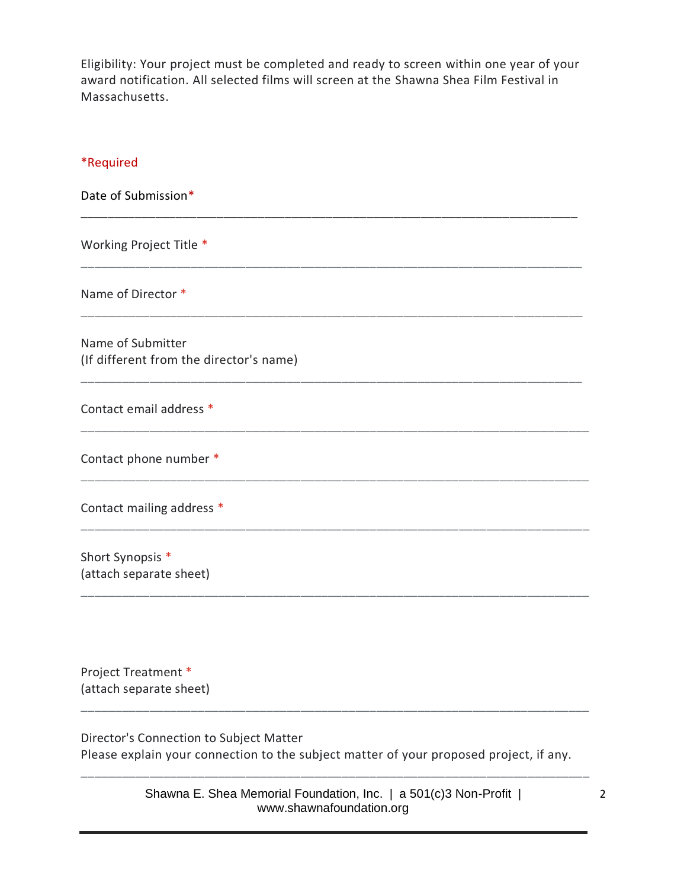Eligibility: Your project must be completed and ready to screen within one year of your award notification. All selected films will screen at the Shawna Shea Film Festival in Massachusetts.

*Required

Date of Submission*

\_\_\_\_\_\_\_\_\_\_\_\_\_\_\_\_\_\_\_\_\_\_\_\_\_\_\_\_\_\_\_\_\_\_\_\_\_\_\_\_\_\_\_\_\_\_\_\_\_\_\_\_\_\_\_\_\_\_\_\_\_\_\_\_\_\_\_\_\_\_

Working Project Title *

\_\_\_\_\_\_\_\_\_\_\_\_\_\_\_\_\_\_\_\_\_\_\_\_\_\_\_\_\_\_\_\_\_\_\_\_\_\_\_\_\_\_\_\_\_\_\_\_\_\_\_\_\_\_\_\_\_\_\_\_\_\_\_\_\_\_\_\_\_\_

Name of Director *

\_\_\_\_\_\_\_\_\_\_\_\_\_\_\_\_\_\_\_\_\_\_\_\_\_\_\_\_\_\_\_\_\_\_\_\_\_\_\_\_\_\_\_\_\_\_\_\_\_\_\_\_\_\_\_\_\_\_\_\_\_\_\_\_\_\_\_\_\_\_

Name of Submitter
(If different from the director's name)

\_\_\_\_\_\_\_\_\_\_\_\_\_\_\_\_\_\_\_\_\_\_\_\_\_\_\_\_\_\_\_\_\_\_\_\_\_\_\_\_\_\_\_\_\_\_\_\_\_\_\_\_\_\_\_\_\_\_\_\_\_\_\_\_\_\_\_\_\_\_

Contact email address *

\_\_\_\_\_\_\_\_\_\_\_\_\_\_\_\_\_\_\_\_\_\_\_\_\_\_\_\_\_\_\_\_\_\_\_\_\_\_\_\_\_\_\_\_\_\_\_\_\_\_\_\_\_\_\_\_\_\_\_\_\_\_\_\_\_\_\_\_\_\_

Contact phone number *

\_\_\_\_\_\_\_\_\_\_\_\_\_\_\_\_\_\_\_\_\_\_\_\_\_\_\_\_\_\_\_\_\_\_\_\_\_\_\_\_\_\_\_\_\_\_\_\_\_\_\_\_\_\_\_\_\_\_\_\_\_\_\_\_\_\_\_\_\_\_

Contact mailing address *

\_\_\_\_\_\_\_\_\_\_\_\_\_\_\_\_\_\_\_\_\_\_\_\_\_\_\_\_\_\_\_\_\_\_\_\_\_\_\_\_\_\_\_\_\_\_\_\_\_\_\_\_\_\_\_\_\_\_\_\_\_\_\_\_\_\_\_\_\_\_

Short Synopsis *
(attach separate sheet)

\_\_\_\_\_\_\_\_\_\_\_\_\_\_\_\_\_\_\_\_\_\_\_\_\_\_\_\_\_\_\_\_\_\_\_\_\_\_\_\_\_\_\_\_\_\_\_\_\_\_\_\_\_\_\_\_\_\_\_\_\_\_\_\_\_\_\_\_\_\_

Project Treatment *
(attach separate sheet)

\_\_\_\_\_\_\_\_\_\_\_\_\_\_\_\_\_\_\_\_\_\_\_\_\_\_\_\_\_\_\_\_\_\_\_\_\_\_\_\_\_\_\_\_\_\_\_\_\_\_\_\_\_\_\_\_\_\_\_\_\_\_\_\_\_\_\_\_\_\_

Director's Connection to Subject Matter
Please explain your connection to the subject matter of your proposed project, if any.

\_\_\_\_\_\_\_\_\_\_\_\_\_\_\_\_\_\_\_\_\_\_\_\_\_\_\_\_\_\_\_\_\_\_\_\_\_\_\_\_\_\_\_\_\_\_\_\_\_\_\_\_\_\_\_\_\_\_\_\_\_\_\_\_\_\_\_\_\_\_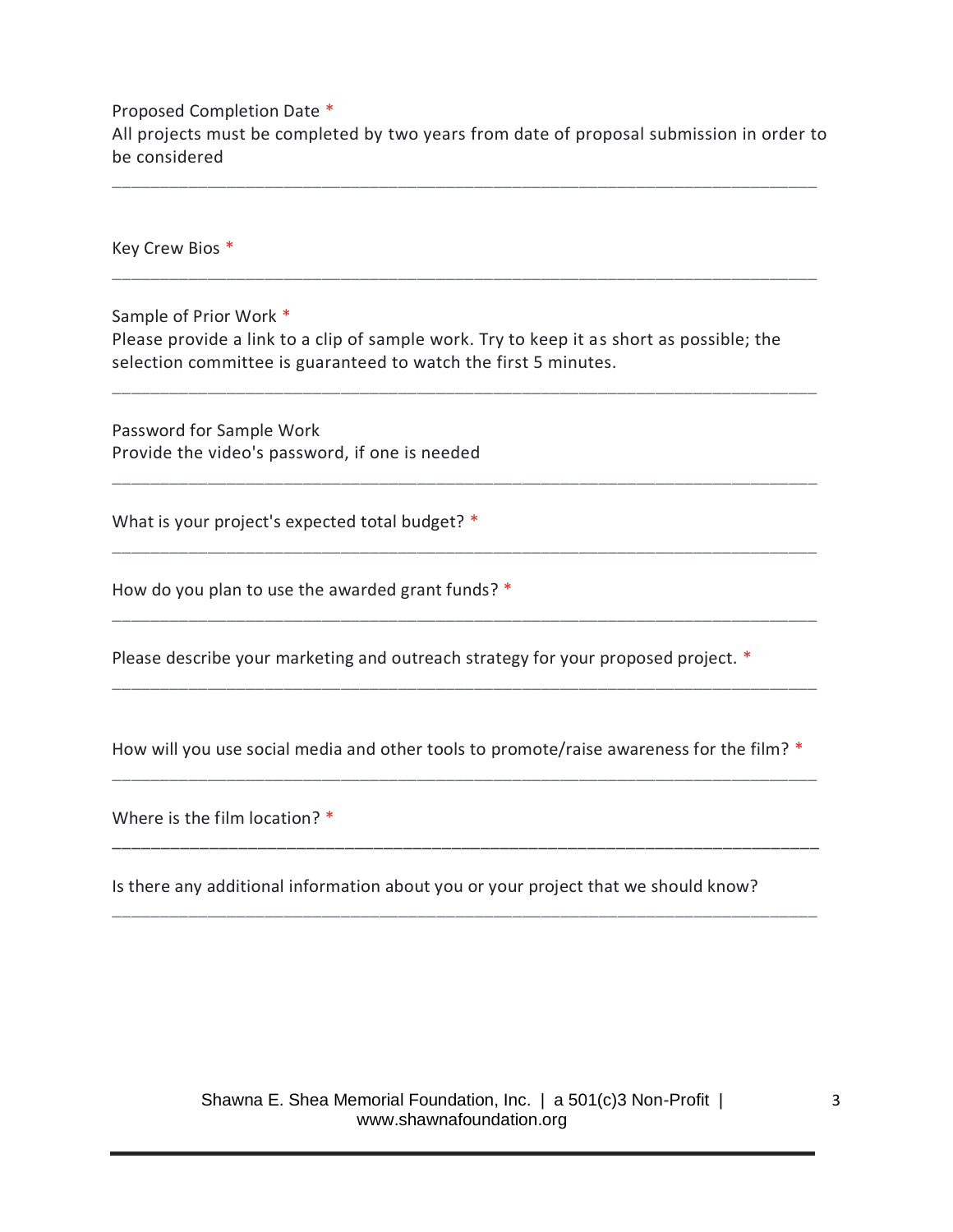Proposed Completion Date *
All projects must be completed by two years from date of proposal submission in order to be considered

_______________________________________________________________________________

Key Crew Bios *

_______________________________________________________________________________

Sample of Prior Work *
Please provide a link to a clip of sample work. Try to keep it as short as possible; the selection committee is guaranteed to watch the first 5 minutes.

_______________________________________________________________________________

Password for Sample Work
Provide the video's password, if one is needed

_______________________________________________________________________________

What is your project's expected total budget? *

_______________________________________________________________________________

How do you plan to use the awarded grant funds? *

_______________________________________________________________________________

Please describe your marketing and outreach strategy for your proposed project. *

_______________________________________________________________________________

How will you use social media and other tools to promote/raise awareness for the film? *

_______________________________________________________________________________

Where is the film location? *

_______________________________________________________________________________

Is there any additional information about you or your project that we should know?

_______________________________________________________________________________

Shawna E. Shea Memorial Foundation, Inc. | a 501(c)3 Non-Profit | www.shawnafoundation.org